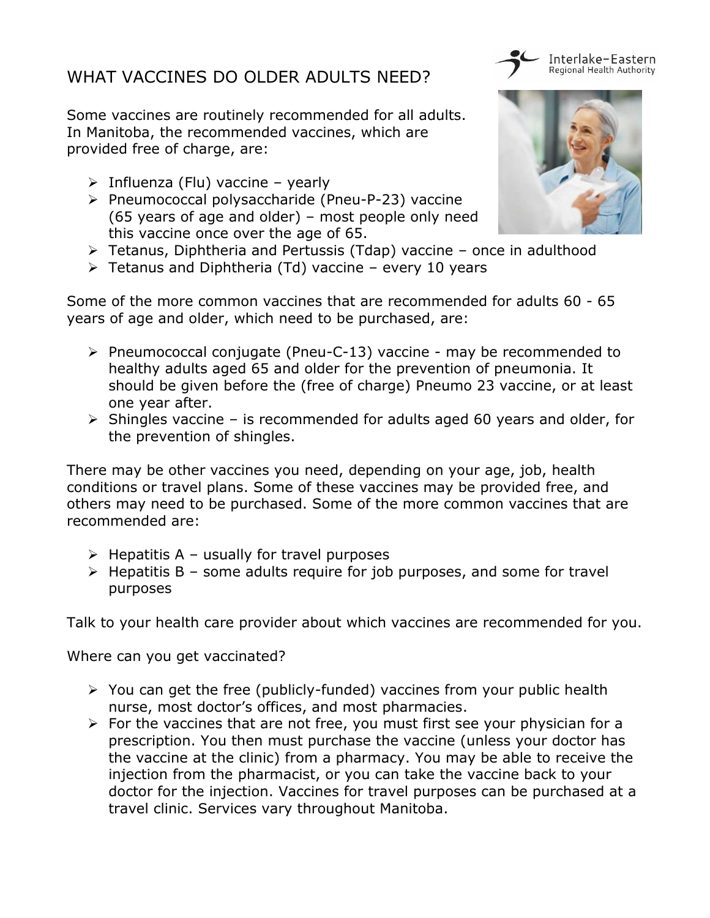# WHAT VACCINES DO OLDER ADULTS NEED?

Interlake-Eastern Regional Health Authority

Some vaccines are routinely recommended for all adults. In Manitoba, the recommended vaccines, which are provided free of charge, are:

- Influenza (Flu) vaccine – yearly
- Pneumococcal polysaccharide (Pneu-P-23) vaccine (65 years of age and older) – most people only need this vaccine once over the age of 65.
- Tetanus, Diphtheria and Pertussis (Tdap) vaccine – once in adulthood
- Tetanus and Diphtheria (Td) vaccine – every 10 years

Some of the more common vaccines that are recommended for adults 60 - 65 years of age and older, which need to be purchased, are:

- Pneumococcal conjugate (Pneu-C-13) vaccine - may be recommended to healthy adults aged 65 and older for the prevention of pneumonia. It should be given before the (free of charge) Pneumo 23 vaccine, or at least one year after.
- Shingles vaccine – is recommended for adults aged 60 years and older, for the prevention of shingles.

There may be other vaccines you need, depending on your age, job, health conditions or travel plans. Some of these vaccines may be provided free, and others may need to be purchased. Some of the more common vaccines that are recommended are:

- Hepatitis A – usually for travel purposes
- Hepatitis B – some adults require for job purposes, and some for travel purposes

Talk to your health care provider about which vaccines are recommended for you.

Where can you get vaccinated?

- You can get the free (publicly-funded) vaccines from your public health nurse, most doctor's offices, and most pharmacies.
- For the vaccines that are not free, you must first see your physician for a prescription. You then must purchase the vaccine (unless your doctor has the vaccine at the clinic) from a pharmacy. You may be able to receive the injection from the pharmacist, or you can take the vaccine back to your doctor for the injection. Vaccines for travel purposes can be purchased at a travel clinic. Services vary throughout Manitoba.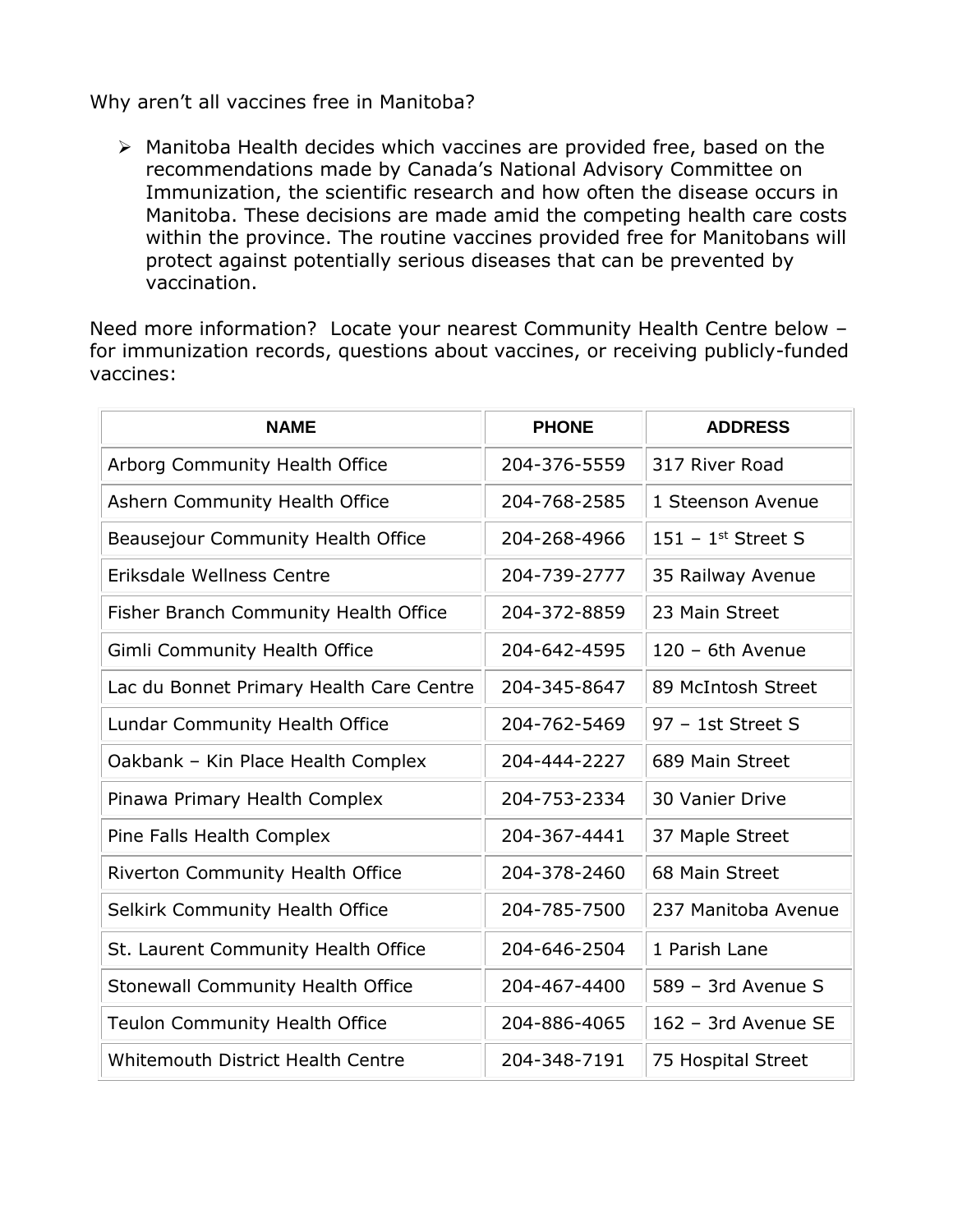Why aren't all vaccines free in Manitoba?

- Manitoba Health decides which vaccines are provided free, based on the recommendations made by Canada's National Advisory Committee on Immunization, the scientific research and how often the disease occurs in Manitoba. These decisions are made amid the competing health care costs within the province. The routine vaccines provided free for Manitobans will protect against potentially serious diseases that can be prevented by vaccination.

Need more information? Locate your nearest Community Health Centre below – for immunization records, questions about vaccines, or receiving publicly-funded vaccines:

| NAME | PHONE | ADDRESS |
|---|---|---|
| Arborg Community Health Office | 204-376-5559 | 317 River Road |
| Ashern Community Health Office | 204-768-2585 | 1 Steenson Avenue |
| Beausejour Community Health Office | 204-268-4966 | 151 – 1st Street S |
| Eriksdale Wellness Centre | 204-739-2777 | 35 Railway Avenue |
| Fisher Branch Community Health Office | 204-372-8859 | 23 Main Street |
| Gimli Community Health Office | 204-642-4595 | 120 – 6th Avenue |
| Lac du Bonnet Primary Health Care Centre | 204-345-8647 | 89 McIntosh Street |
| Lundar Community Health Office | 204-762-5469 | 97 – 1st Street S |
| Oakbank – Kin Place Health Complex | 204-444-2227 | 689 Main Street |
| Pinawa Primary Health Complex | 204-753-2334 | 30 Vanier Drive |
| Pine Falls Health Complex | 204-367-4441 | 37 Maple Street |
| Riverton Community Health Office | 204-378-2460 | 68 Main Street |
| Selkirk Community Health Office | 204-785-7500 | 237 Manitoba Avenue |
| St. Laurent Community Health Office | 204-646-2504 | 1 Parish Lane |
| Stonewall Community Health Office | 204-467-4400 | 589 – 3rd Avenue S |
| Teulon Community Health Office | 204-886-4065 | 162 – 3rd Avenue SE |
| Whitemouth District Health Centre | 204-348-7191 | 75 Hospital Street |